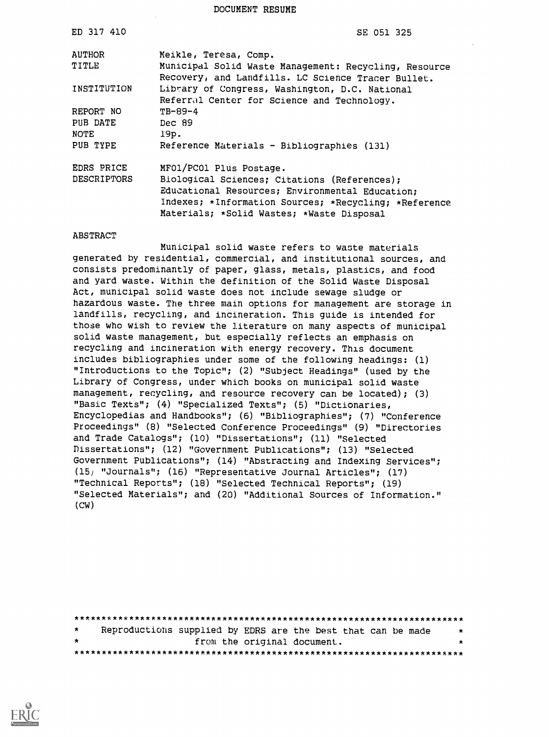# DOCUMENT RESUME

| | |
|---|---|
| ED 317 410 | SE 051 325 |
| AUTHOR | Meikle, Teresa, Comp. |
| TITLE | Municipal Solid Waste Management: Recycling, Resource Recovery, and Landfills. LC Science Tracer Bullet. |
| INSTITUTION | Library of Congress, Washington, D.C. National Referral Center for Science and Technology. |
| REPORT NO | TB-89-4 |
| PUB DATE | Dec 89 |
| NOTE | 19p. |
| PUB TYPE | Reference Materials - Bibliographies (131) |
| EDRS PRICE | MF01/PC01 Plus Postage. |
| DESCRIPTORS | Biological Sciences; Citations (References); Educational Resources; Environmental Education; Indexes; *Information Sources; *Recycling; *Reference Materials; *Solid Wastes; *Waste Disposal |

ABSTRACT

Municipal solid waste refers to waste materials generated by residential, commercial, and institutional sources, and consists predominantly of paper, glass, metals, plastics, and food and yard waste. Within the definition of the Solid Waste Disposal Act, municipal solid waste does not include sewage sludge or hazardous waste. The three main options for management are storage in landfills, recycling, and incineration. This guide is intended for those who wish to review the literature on many aspects of municipal solid waste management, but especially reflects an emphasis on recycling and incineration with energy recovery. This document includes bibliographies under some of the following headings: (1) "Introductions to the Topic"; (2) "Subject Headings" (used by the Library of Congress, under which books on municipal solid waste management, recycling, and resource recovery can be located); (3) "Basic Texts"; (4) "Specialized Texts"; (5) "Dictionaries, Encyclopedias and Handbooks"; (6) "Bibliographies"; (7) "Conference Proceedings" (8) "Selected Conference Proceedings" (9) "Directories and Trade Catalogs"; (10) "Dissertations"; (11) "Selected Dissertations"; (12) "Government Publications"; (13) "Selected Government Publications"; (14) "Abstracting and Indexing Services"; (15) "Journals"; (16) "Representative Journal Articles"; (17) "Technical Reports"; (18) "Selected Technical Reports"; (19) "Selected Materials"; and (20) "Additional Sources of Information." (CW)

***********************************************************************
* Reproductions supplied by EDRS are the best that can be made *
* from the original document. *
***********************************************************************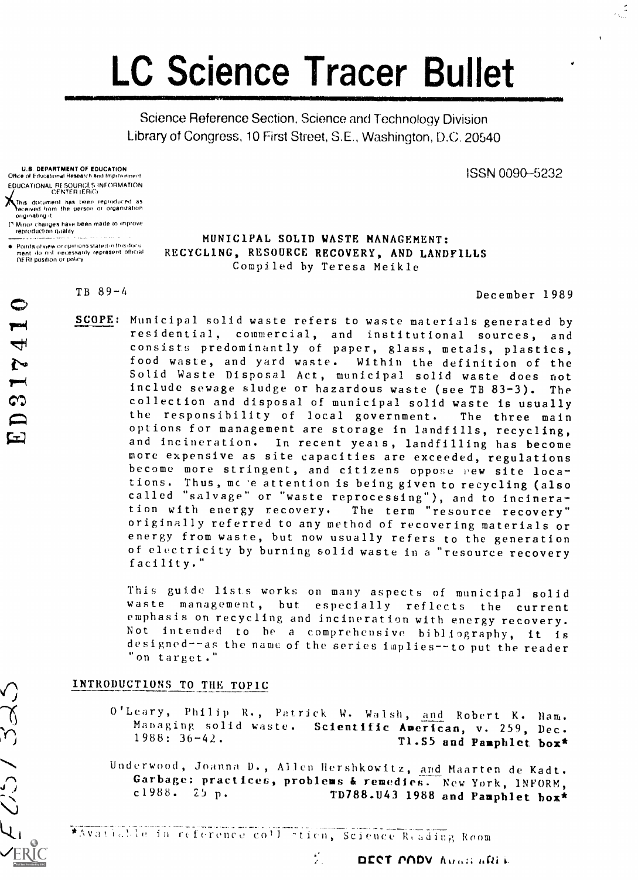# LC Science Tracer Bullet

Science Reference Section, Science and Technology Division
Library of Congress, 10 First Street, S.E., Washington, D.C. 20540

U.S. DEPARTMENT OF EDUCATION
Office of Educational Research and Improvement
EDUCATIONAL RESOURCES INFORMATION CENTER (ERIC)

This document has been reproduced as received from the person or organization originating it.

Minor changes have been made to improve reproduction quality.

Points of view or opinions stated in this document do not necessarily represent official OERI position or policy.

ISSN 0090-5232

ED317410

## MUNICIPAL SOLID WASTE MANAGEMENT: RECYCLING, RESOURCE RECOVERY, AND LANDFILLS

Compiled by Teresa Meikle

TB 89-4

December 1989

**SCOPE:** Municipal solid waste refers to waste materials generated by residential, commercial, and institutional sources, and consists predominantly of paper, glass, metals, plastics, food waste, and yard waste. Within the definition of the Solid Waste Disposal Act, municipal solid waste does not include sewage sludge or hazardous waste (see TB 83-3). The collection and disposal of municipal solid waste is usually the responsibility of local government. The three main options for management are storage in landfills, recycling, and incineration. In recent years, landfilling has become more expensive as site capacities are exceeded, regulations become more stringent, and citizens oppose new site locations. Thus, more attention is being given to recycling (also called "salvage" or "waste reprocessing"), and to incineration with energy recovery. The term "resource recovery" originally referred to any method of recovering materials or energy from waste, but now usually refers to the generation of electricity by burning solid waste in a "resource recovery facility."

This guide lists works on many aspects of municipal solid waste management, but especially reflects the current emphasis on recycling and incineration with energy recovery. Not intended to be a comprehensive bibliography, it is designed--as the name of the series implies--to put the reader "on target."

## INTRODUCTIONS TO THE TOPIC

O'Leary, Philip R., Patrick W. Walsh, and Robert K. Ham. Managing solid waste. **Scientific American**, v. 259, Dec. 1988: 36-42. **T1.S5 and Pamphlet box***

Underwood, Joanna D., Allen Hershkowitz, and Maarten de Kadt. **Garbage: practices, problems & remedies.** New York, INFORM, c1988. 25 p. **TD788.U43 1988 and Pamphlet box***

*Available in reference collection, Science Reading Room

SE 051 325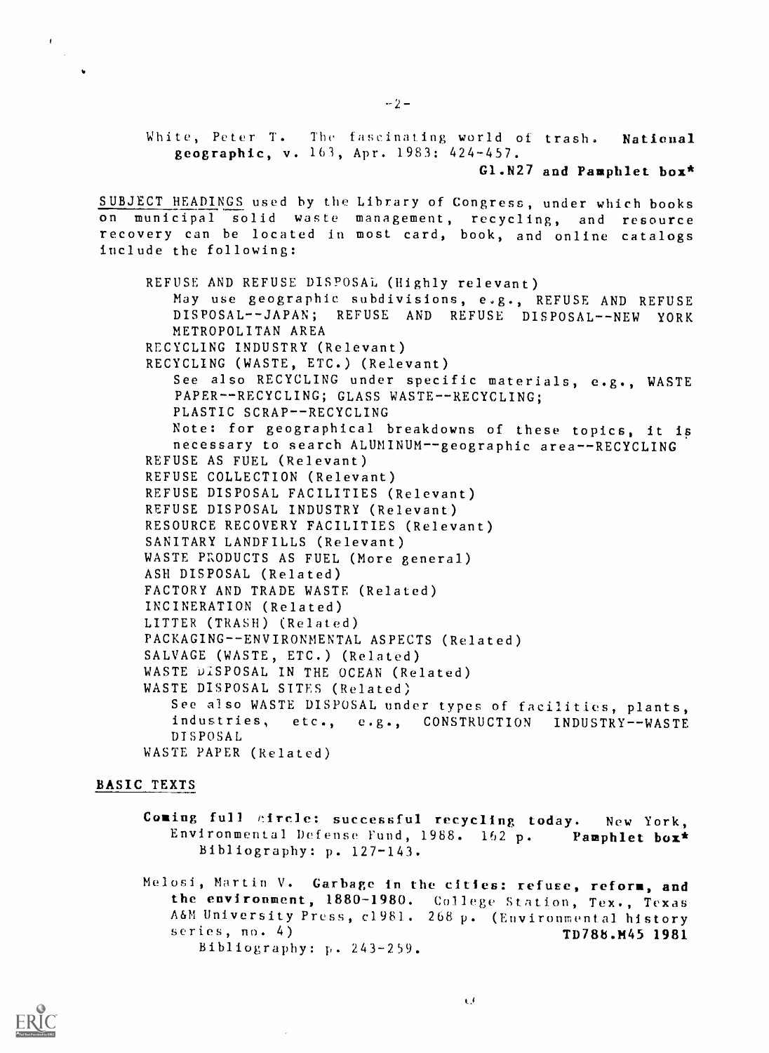White, Peter T. The fascinating world of trash. **National geographic**, v. 163, Apr. 1983: 424-457.
**G1.N27 and Pamphlet box***

SUBJECT HEADINGS used by the Library of Congress, under which books on municipal solid waste management, recycling, and resource recovery can be located in most card, book, and online catalogs include the following:

REFUSE AND REFUSE DISPOSAL (Highly relevant)
May use geographic subdivisions, e.g., REFUSE AND REFUSE DISPOSAL--JAPAN; REFUSE AND REFUSE DISPOSAL--NEW YORK METROPOLITAN AREA
RECYCLING INDUSTRY (Relevant)
RECYCLING (WASTE, ETC.) (Relevant)
See also RECYCLING under specific materials, e.g., WASTE PAPER--RECYCLING; GLASS WASTE--RECYCLING; PLASTIC SCRAP--RECYCLING
Note: for geographical breakdowns of these topics, it is necessary to search ALUMINUM--geographic area--RECYCLING
REFUSE AS FUEL (Relevant)
REFUSE COLLECTION (Relevant)
REFUSE DISPOSAL FACILITIES (Relevant)
REFUSE DISPOSAL INDUSTRY (Relevant)
RESOURCE RECOVERY FACILITIES (Relevant)
SANITARY LANDFILLS (Relevant)
WASTE PRODUCTS AS FUEL (More general)
ASH DISPOSAL (Related)
FACTORY AND TRADE WASTE (Related)
INCINERATION (Related)
LITTER (TRASH) (Related)
PACKAGING--ENVIRONMENTAL ASPECTS (Related)
SALVAGE (WASTE, ETC.) (Related)
WASTE DISPOSAL IN THE OCEAN (Related)
WASTE DISPOSAL SITES (Related)
See also WASTE DISPOSAL under types of facilities, plants, industries, etc., e.g., CONSTRUCTION INDUSTRY--WASTE DISPOSAL
WASTE PAPER (Related)

## BASIC TEXTS

**Coming full circle: successful recycling today.** New York, Environmental Defense Fund, 1988. 162 p. **Pamphlet box***
Bibliography: p. 127-143.

Melosi, Martin V. **Garbage in the cities: refuse, reform, and the environment, 1880-1980.** College Station, Tex., Texas A&M University Press, c1981. 268 p. (Environmental history series, no. 4) **TD788.M45 1981**
Bibliography: p. 243-259.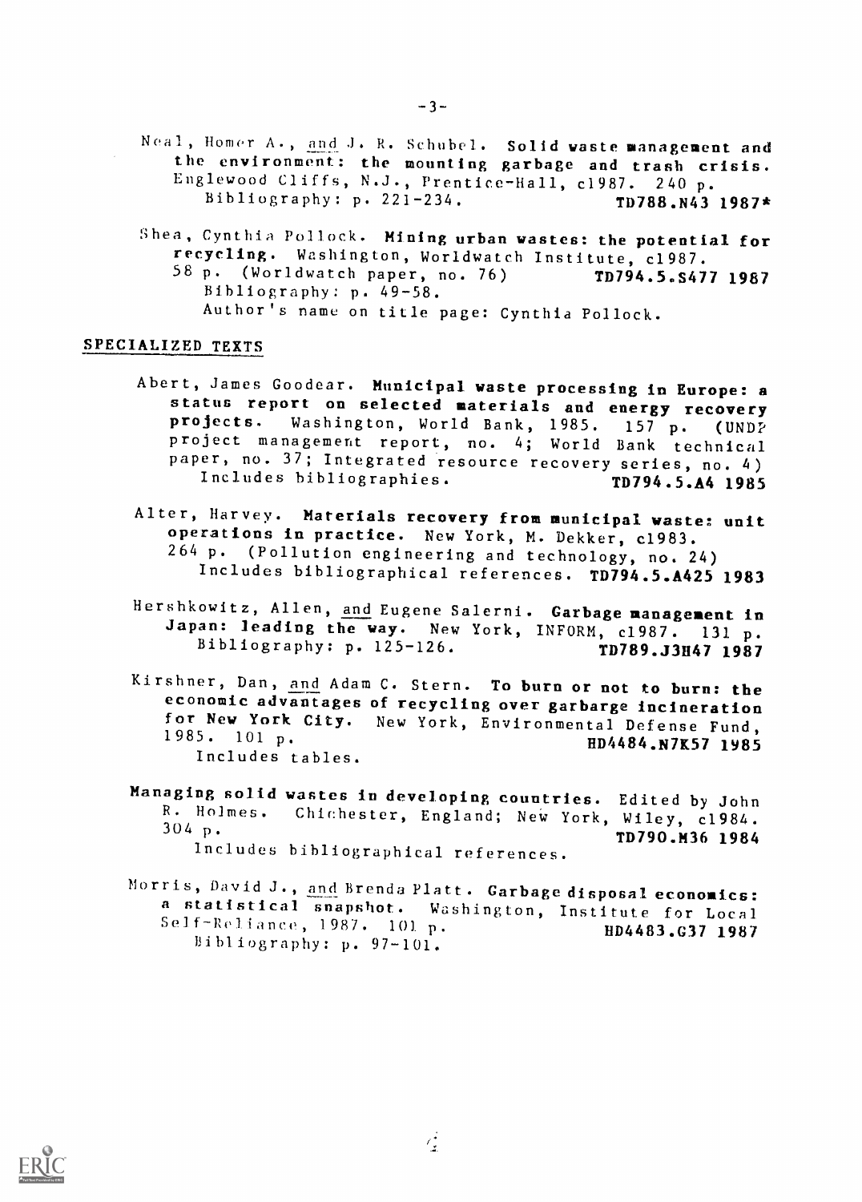Neal, Homer A., and J. R. Schubel. **Solid waste management and the environment: the mounting garbage and trash crisis.** Englewood Cliffs, N.J., Prentice-Hall, c1987. 240 p.
Bibliography: p. 221-234. **TD788.N43 1987***

Shea, Cynthia Pollock. **Mining urban wastes: the potential for recycling.** Washington, Worldwatch Institute, c1987. 58 p. (Worldwatch paper, no. 76) **TD794.5.S477 1987**
Bibliography: p. 49-58.
Author's name on title page: Cynthia Pollock.

## SPECIALIZED TEXTS

Abert, James Goodear. **Municipal waste processing in Europe: a status report on selected materials and energy recovery projects.** Washington, World Bank, 1985. 157 p. (UNDP project management report, no. 4; World Bank technical paper, no. 37; Integrated resource recovery series, no. 4)
Includes bibliographies. **TD794.5.A4 1985**

Alter, Harvey. **Materials recovery from municipal waste: unit operations in practice.** New York, M. Dekker, c1983. 264 p. (Pollution engineering and technology, no. 24)
Includes bibliographical references. **TD794.5.A425 1983**

Hershkowitz, Allen, and Eugene Salerni. **Garbage management in Japan: leading the way.** New York, INFORM, c1987. 131 p.
Bibliography: p. 125-126. **TD789.J3H47 1987**

Kirshner, Dan, and Adam C. Stern. **To burn or not to burn: the economic advantages of recycling over garbarge incineration for New York City.** New York, Environmental Defense Fund, 1985. 101 p. **HD4484.N7K57 1985**
Includes tables.

**Managing solid wastes in developing countries.** Edited by John R. Holmes. Chichester, England; New York, Wiley, c1984. 304 p. **TD790.M36 1984**
Includes bibliographical references.

Morris, David J., and Brenda Platt. **Garbage disposal economics: a statistical snapshot.** Washington, Institute for Local Self-Reliance, 1987. 101 p. **HD4483.G37 1987**
Bibliography: p. 97-101.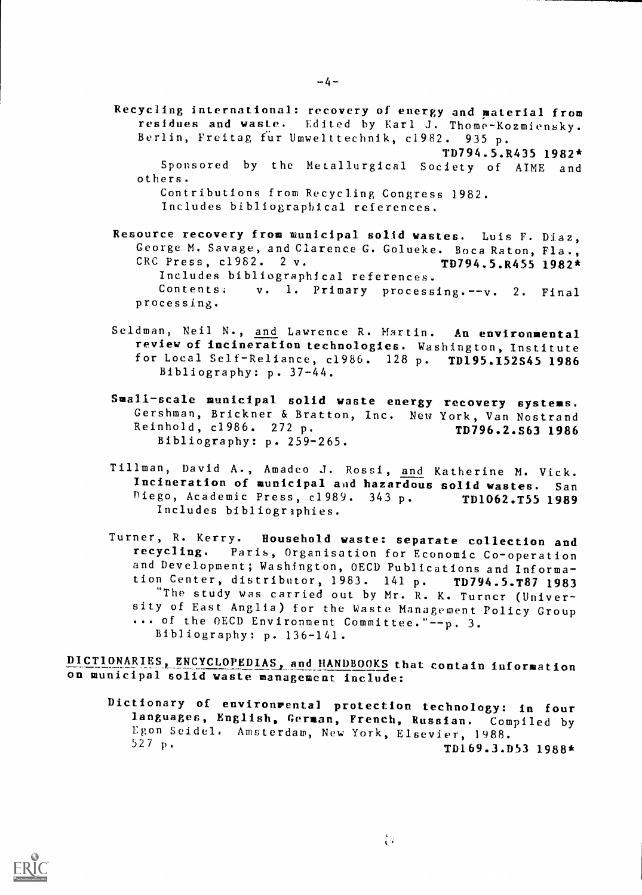Recycling international: recovery of energy and material from residues and waste. Edited by Karl J. Thomé-Kozmiensky. Berlin, Freitag für Umwelttechnik, c1982. 935 p. TD794.5.R435 1982*
Sponsored by the Metallurgical Society of AIME and others.
Contributions from Recycling Congress 1982.
Includes bibliographical references.

**Resource recovery from municipal solid wastes.** Luis F. Diaz, George M. Savage, and Clarence G. Golueke. Boca Raton, Fla., CRC Press, c1982. 2 v. **TD794.5.R455 1982***
Includes bibliographical references.
Contents: v. 1. Primary processing.--v. 2. Final processing.

Seldman, Neil N., and Lawrence R. Martin. **An environmental review of incineration technologies.** Washington, Institute for Local Self-Reliance, c1986. 128 p. **TD195.I52S45 1986**
Bibliography: p. 37-44.

**Small-scale municipal solid waste energy recovery systems.** Gershman, Brickner & Bratton, Inc. New York, Van Nostrand Reinhold, c1986. 272 p. **TD796.2.S63 1986**
Bibliography: p. 259-265.

Tillman, David A., Amadeo J. Rossi, and Katherine M. Vick. **Incineration of municipal and hazardous solid wastes.** San Diego, Academic Press, c1989. 343 p. **TD1062.T55 1989**
Includes bibliographies.

Turner, R. Kerry. **Household waste: separate collection and recycling.** Paris, Organisation for Economic Co-operation and Development; Washington, OECD Publications and Information Center, distributor, 1983. 141 p. **TD794.5.T87 1983**
"The study was carried out by Mr. R. K. Turner (University of East Anglia) for the Waste Management Policy Group ... of the OECD Environment Committee."--p. 3.
Bibliography: p. 136-141.

DICTIONARIES, ENCYCLOPEDIAS, and HANDBOOKS **that contain information on municipal solid waste management include:**

**Dictionary of environmental protection technology: in four languages, English, German, French, Russian.** Compiled by Egon Seidel. Amsterdam, New York, Elsevier, 1988. 527 p. TD169.3.D53 1988*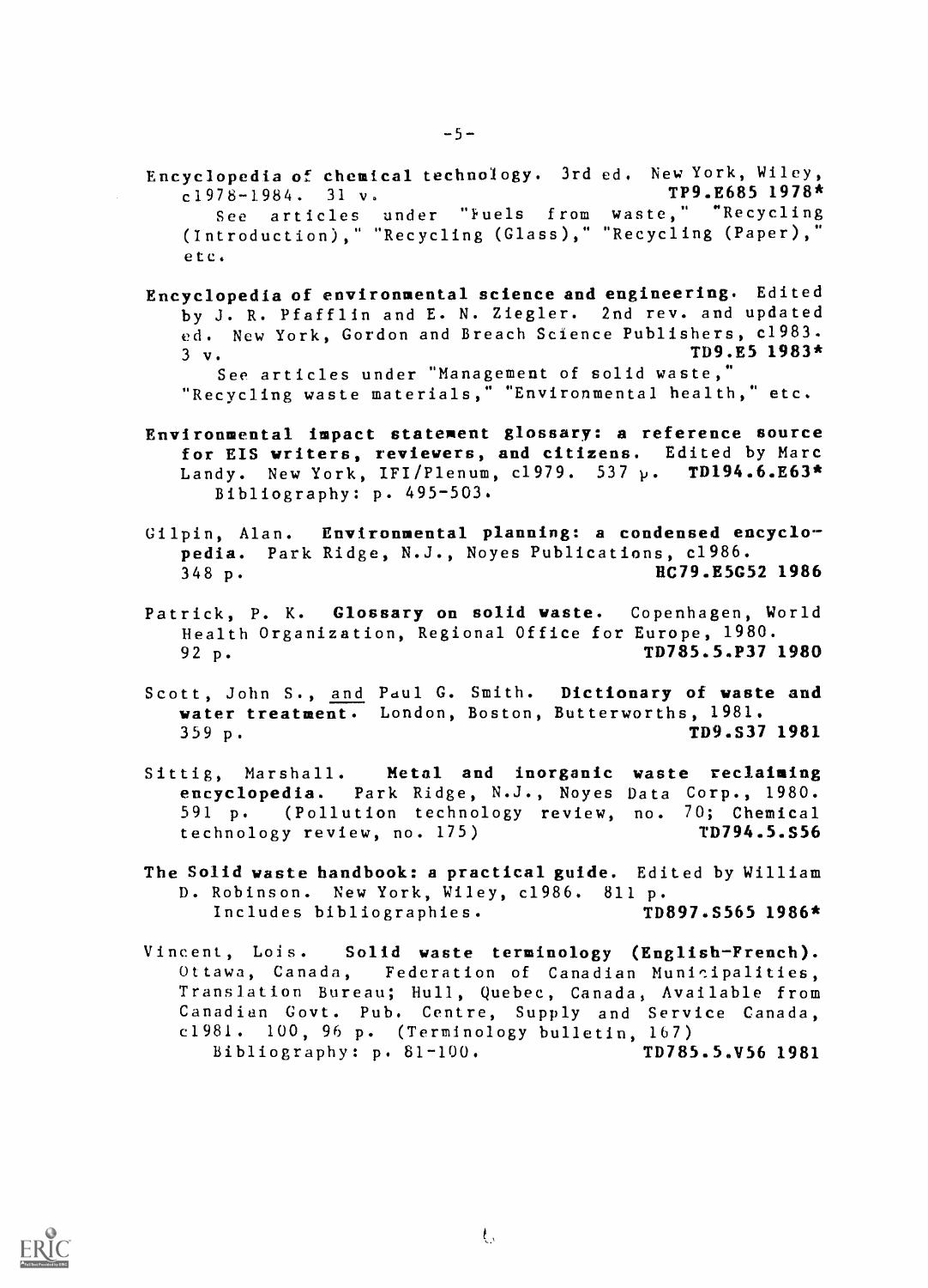Encyclopedia of chemical technology. 3rd ed. New York, Wiley, c1978-1984. 31 v. TP9.E685 1978*
See articles under "Fuels from waste," "Recycling (Introduction)," "Recycling (Glass)," "Recycling (Paper)," etc.

**Encyclopedia of environmental science and engineering.** Edited by J. R. Pfafflin and E. N. Ziegler. 2nd rev. and updated ed. New York, Gordon and Breach Science Publishers, c1983. 3 v. TD9.E5 1983*
See articles under "Management of solid waste," "Recycling waste materials," "Environmental health," etc.

**Environmental impact statement glossary: a reference source for EIS writers, reviewers, and citizens.** Edited by Marc Landy. New York, IFI/Plenum, c1979. 537 p. TD194.6.E63*
Bibliography: p. 495-503.

Gilpin, Alan. **Environmental planning: a condensed encyclopedia.** Park Ridge, N.J., Noyes Publications, c1986. 348 p. HC79.E5G52 1986

Patrick, P. K. **Glossary on solid waste.** Copenhagen, World Health Organization, Regional Office for Europe, 1980. 92 p. TD785.5.P37 1980

Scott, John S., and Paul G. Smith. **Dictionary of waste and water treatment.** London, Boston, Butterworths, 1981. 359 p. TD9.S37 1981

Sittig, Marshall. **Metal and inorganic waste reclaiming encyclopedia.** Park Ridge, N.J., Noyes Data Corp., 1980. 591 p. (Pollution technology review, no. 70; Chemical technology review, no. 175) TD794.5.S56

**The Solid waste handbook: a practical guide.** Edited by William D. Robinson. New York, Wiley, c1986. 811 p.
Includes bibliographies. TD897.S565 1986*

Vincent, Lois. **Solid waste terminology (English-French).** Ottawa, Canada, Federation of Canadian Municipalities, Translation Bureau; Hull, Quebec, Canada, Available from Canadian Govt. Pub. Centre, Supply and Service Canada, c1981. 100, 96 p. (Terminology bulletin, 167)
Bibliography: p. 81-100. TD785.5.V56 1981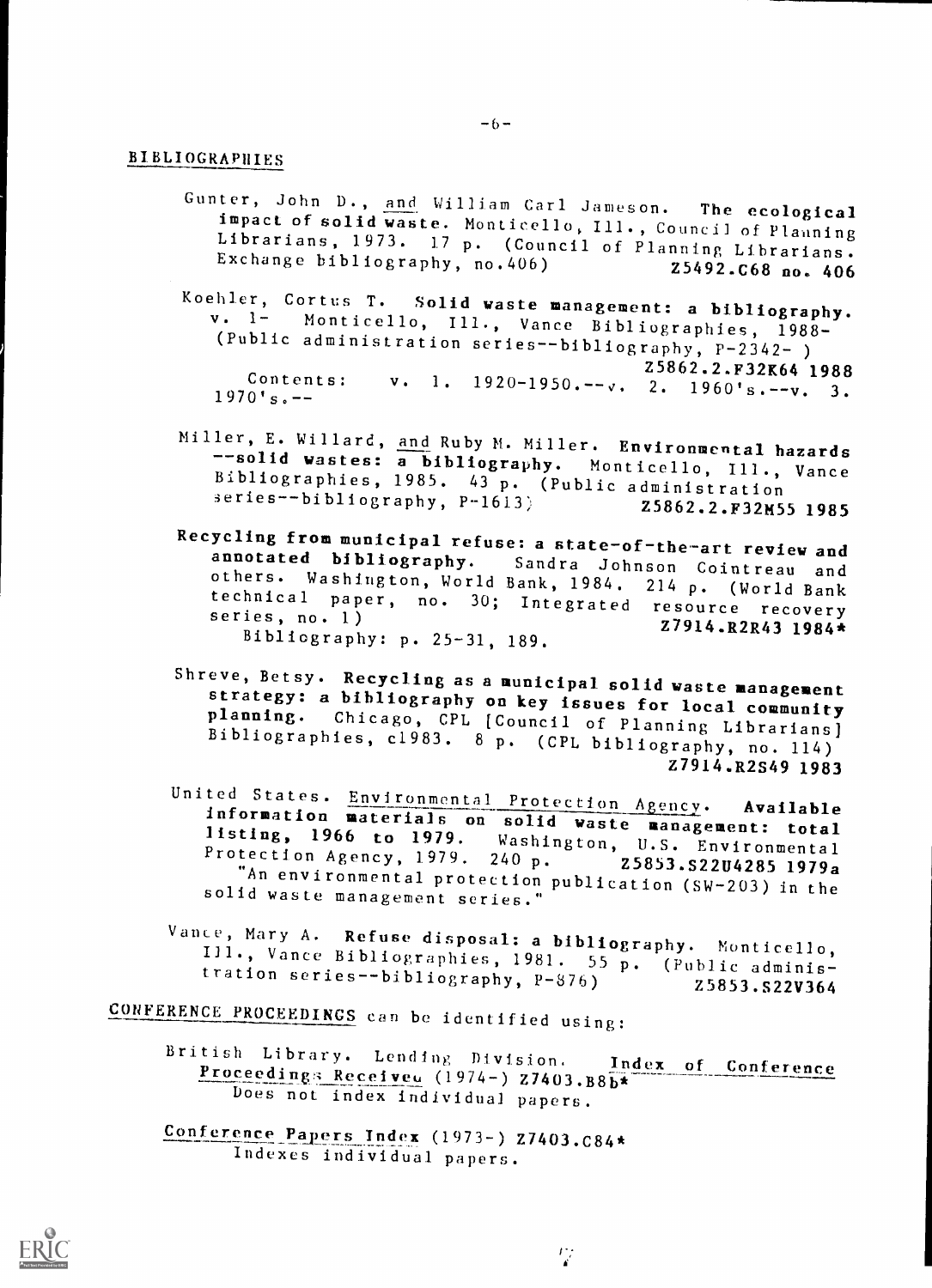## BIBLIOGRAPHIES

Gunter, John D., and William Carl Jameson. **The ecological impact of solid waste.** Monticello, Ill., Council of Planning Librarians, 1973. 17 p. (Council of Planning Librarians. Exchange bibliography, no.406) **Z5492.C68 no. 406**

Koehler, Cortus T. **Solid waste management: a bibliography.** v. 1- Monticello, Ill., Vance Bibliographies, 1988- (Public administration series--bibliography, P-2342- ) **Z5862.2.F32K64 1988**
Contents: v. 1. 1920-1950.--v. 2. 1960's.--v. 3. 1970's.--

Miller, E. Willard, and Ruby M. Miller. **Environmental hazards --solid wastes: a bibliography.** Monticello, Ill., Vance Bibliographies, 1985. 43 p. (Public administration series--bibliography, P-1613) **Z5862.2.F32M55 1985**

**Recycling from municipal refuse: a state-of-the-art review and annotated bibliography.** Sandra Johnson Cointreau and others. Washington, World Bank, 1984. 214 p. (World Bank technical paper, no. 30; Integrated resource recovery series, no. 1) **Z7914.R2R43 1984***
Bibliography: p. 25-31, 189.

Shreve, Betsy. **Recycling as a municipal solid waste management strategy: a bibliography on key issues for local community planning.** Chicago, CPL [Council of Planning Librarians] Bibliographies, c1983. 8 p. (CPL bibliography, no. 114) **Z7914.R2S49 1983**

United States. Environmental Protection Agency. **Available information materials on solid waste management: total listing, 1966 to 1979.** Washington, U.S. Environmental Protection Agency, 1979. 240 p. **Z5853.S22U4285 1979a**
"An environmental protection publication (SW-203) in the solid waste management series."

Vance, Mary A. **Refuse disposal: a bibliography.** Monticello, Ill., Vance Bibliographies, 1981. 55 p. (Public administration series--bibliography, P-876) **Z5853.S22V364**

CONFERENCE PROCEEDINGS can be identified using:

British Library. Lending Division. Index of Conference Proceedings Received (1974-) Z7403.B8b*
Does not index individual papers.

Conference Papers Index (1973-) Z7403.C84*
Indexes individual papers.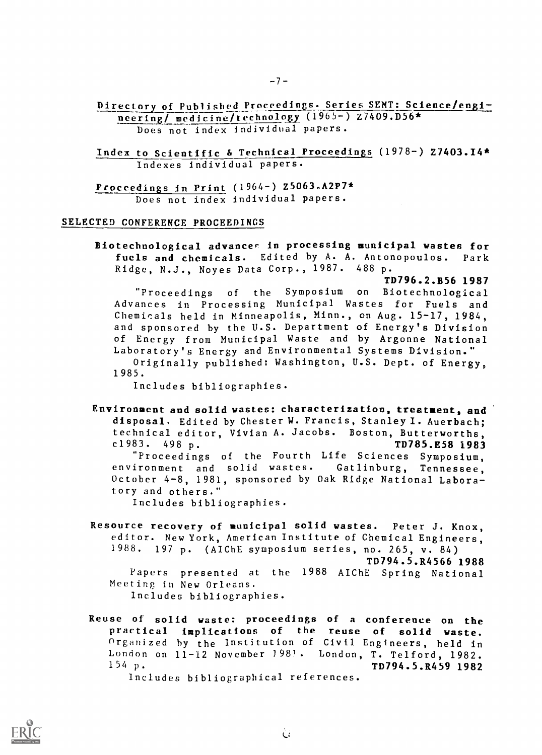Directory of Published Proceedings. Series SEMT: Science/engineering/ medicine/technology (1965-) Z7409.D56*
Does not index individual papers.

Index to Scientific & Technical Proceedings (1978-) Z7403.I4*
Indexes individual papers.

Proceedings in Print (1964-) Z5063.A2P7*
Does not index individual papers.

## SELECTED CONFERENCE PROCEEDINGS

**Biotechnological advances in processing municipal wastes for fuels and chemicals.** Edited by A. A. Antonopoulos. Park Ridge, N.J., Noyes Data Corp., 1987. 488 p.
**TD796.2.B56 1987**

"Proceedings of the Symposium on Biotechnological Advances in Processing Municipal Wastes for Fuels and Chemicals held in Minneapolis, Minn., on Aug. 15-17, 1984, and sponsored by the U.S. Department of Energy's Division of Energy from Municipal Waste and by Argonne National Laboratory's Energy and Environmental Systems Division."

Originally published: Washington, U.S. Dept. of Energy, 1985.

Includes bibliographies.

**Environment and solid wastes: characterization, treatment, and disposal.** Edited by Chester W. Francis, Stanley I. Auerbach; technical editor, Vivian A. Jacobs. Boston, Butterworths, c1983. 498 p. **TD785.E58 1983**

"Proceedings of the Fourth Life Sciences Symposium, environment and solid wastes. Gatlinburg, Tennessee, October 4-8, 1981, sponsored by Oak Ridge National Laboratory and others."

Includes bibliographies.

**Resource recovery of municipal solid wastes.** Peter J. Knox, editor. New York, American Institute of Chemical Engineers, 1988. 197 p. (AIChE symposium series, no. 265, v. 84)
**TD794.5.R4566 1988**

Papers presented at the 1988 AIChE Spring National Meeting in New Orleans.

Includes bibliographies.

**Reuse of solid waste: proceedings of a conference on the practical implications of the reuse of solid waste.** Organized by the Institution of Civil Engineers, held in London on 11-12 November 1981. London, T. Telford, 1982. 154 p. **TD794.5.R459 1982**

Includes bibliographical references.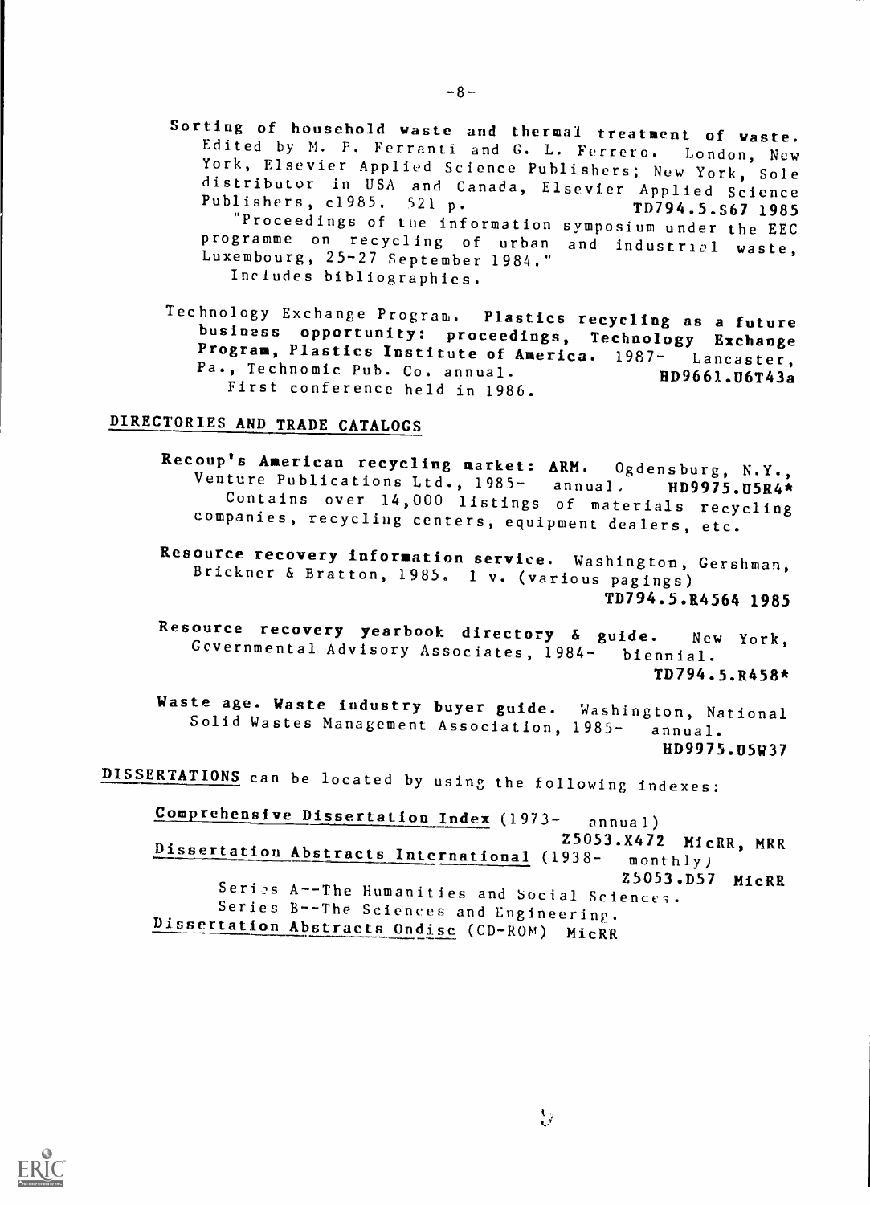**Sorting of household waste and thermal treatment of waste.** Edited by M. P. Ferranti and G. L. Ferrero. London, New York, Elsevier Applied Science Publishers; New York, Sole distributor in USA and Canada, Elsevier Applied Science Publishers, c1985. 521 p. **TD794.5.S67 1985**
"Proceedings of the information symposium under the EEC programme on recycling of urban and industrial waste, Luxembourg, 25-27 September 1984."
Includes bibliographies.

Technology Exchange Program. **Plastics recycling as a future business opportunity: proceedings, Technology Exchange Program, Plastics Institute of America.** 1987- Lancaster, Pa., Technomic Pub. Co. annual. **HD9661.U6T43a**
First conference held in 1986.

## DIRECTORIES AND TRADE CATALOGS

**Recoup's American recycling market: ARM.** Ogdensburg, N.Y., Venture Publications Ltd., 1985- annual. **HD9975.U5R4***
Contains over 14,000 listings of materials recycling companies, recycling centers, equipment dealers, etc.

**Resource recovery information service.** Washington, Gershman, Brickner & Bratton, 1985. 1 v. (various pagings) **TD794.5.R4564 1985**

**Resource recovery yearbook directory & guide.** New York, Governmental Advisory Associates, 1984- biennial. **TD794.5.R458***

**Waste age. Waste industry buyer guide.** Washington, National Solid Wastes Management Association, 1985- annual. **HD9975.U5W37**

## DISSERTATIONS can be located by using the following indexes:

**Comprehensive Dissertation Index** (1973- annual) **Z5053.X472 MicRR, MRR**
**Dissertation Abstracts International** (1938- monthly) **Z5053.D57 MicRR**
Series A--The Humanities and Social Sciences.
Series B--The Sciences and Engineering.
**Dissertation Abstracts Ondisc** (CD-ROM) **MicRR**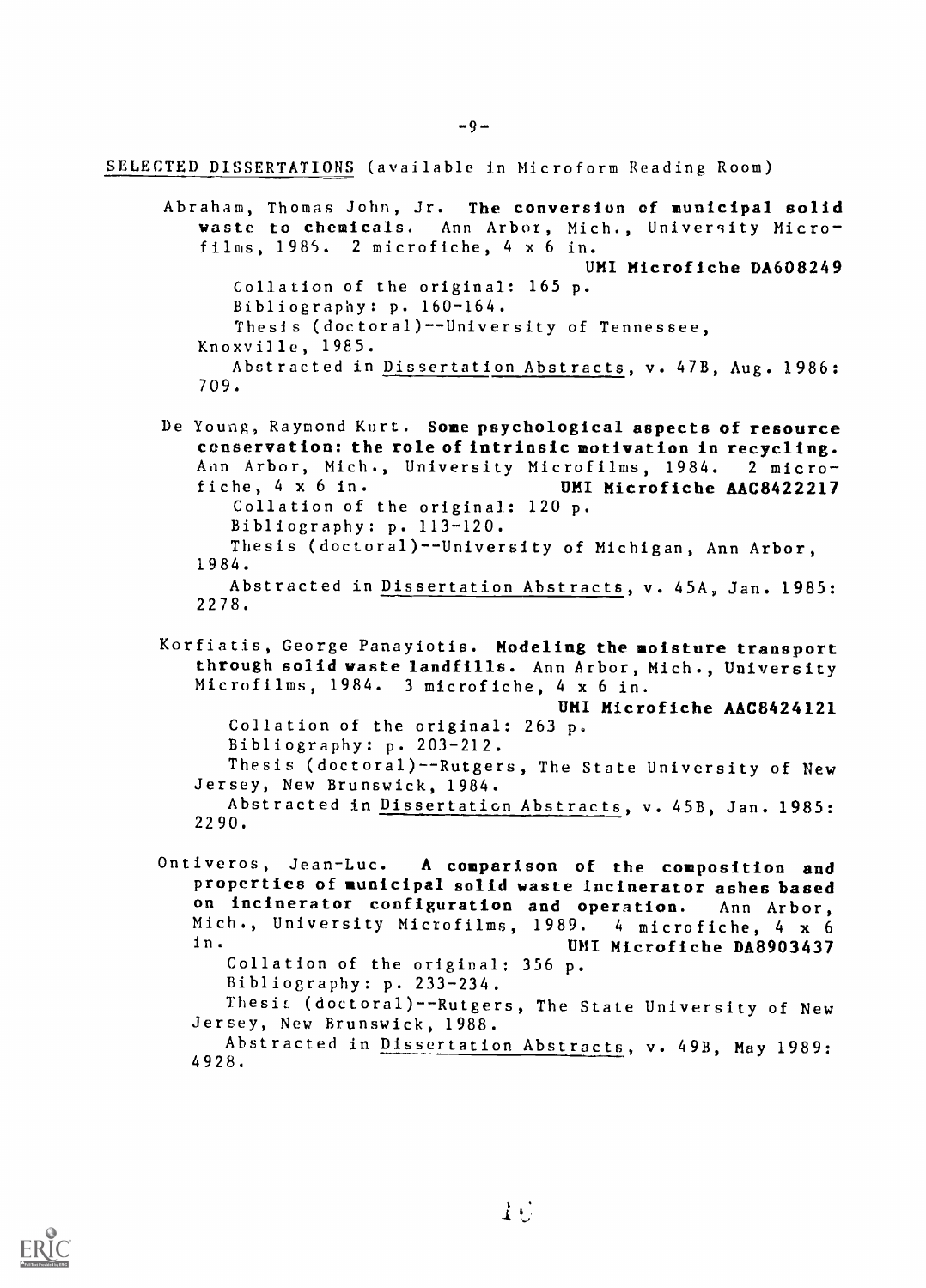<u>SELECTED DISSERTATIONS</u> (available in Microform Reading Room)

Abraham, Thomas John, Jr. **The conversion of municipal solid waste to chemicals.** Ann Arbor, Mich., University Microfilms, 1985. 2 microfiche, 4 x 6 in.
**UMI Microfiche DA608249**
Collation of the original: 165 p.
Bibliography: p. 160-164.
Thesis (doctoral)--University of Tennessee, Knoxville, 1985.
Abstracted in <u>Dissertation Abstracts</u>, v. 47B, Aug. 1986: 709.

De Young, Raymond Kurt. **Some psychological aspects of resource conservation: the role of intrinsic motivation in recycling.** Ann Arbor, Mich., University Microfilms, 1984. 2 microfiche, 4 x 6 in. **UMI Microfiche AAC8422217**
Collation of the original: 120 p.
Bibliography: p. 113-120.
Thesis (doctoral)--University of Michigan, Ann Arbor, 1984.
Abstracted in <u>Dissertation Abstracts</u>, v. 45A, Jan. 1985: 2278.

Korfiatis, George Panayiotis. **Modeling the moisture transport through solid waste landfills.** Ann Arbor, Mich., University Microfilms, 1984. 3 microfiche, 4 x 6 in.
**UMI Microfiche AAC8424121**
Collation of the original: 263 p.
Bibliography: p. 203-212.
Thesis (doctoral)--Rutgers, The State University of New Jersey, New Brunswick, 1984.
Abstracted in <u>Dissertation Abstracts</u>, v. 45B, Jan. 1985: 2290.

Ontiveros, Jean-Luc. **A comparison of the composition and properties of municipal solid waste incinerator ashes based on incinerator configuration and operation.** Ann Arbor, Mich., University Microfilms, 1989. 4 microfiche, 4 x 6 in. **UMI Microfiche DA8903437**
Collation of the original: 356 p.
Bibliography: p. 233-234.
Thesis (doctoral)--Rutgers, The State University of New Jersey, New Brunswick, 1988.
Abstracted in <u>Dissertation Abstracts</u>, v. 49B, May 1989: 4928.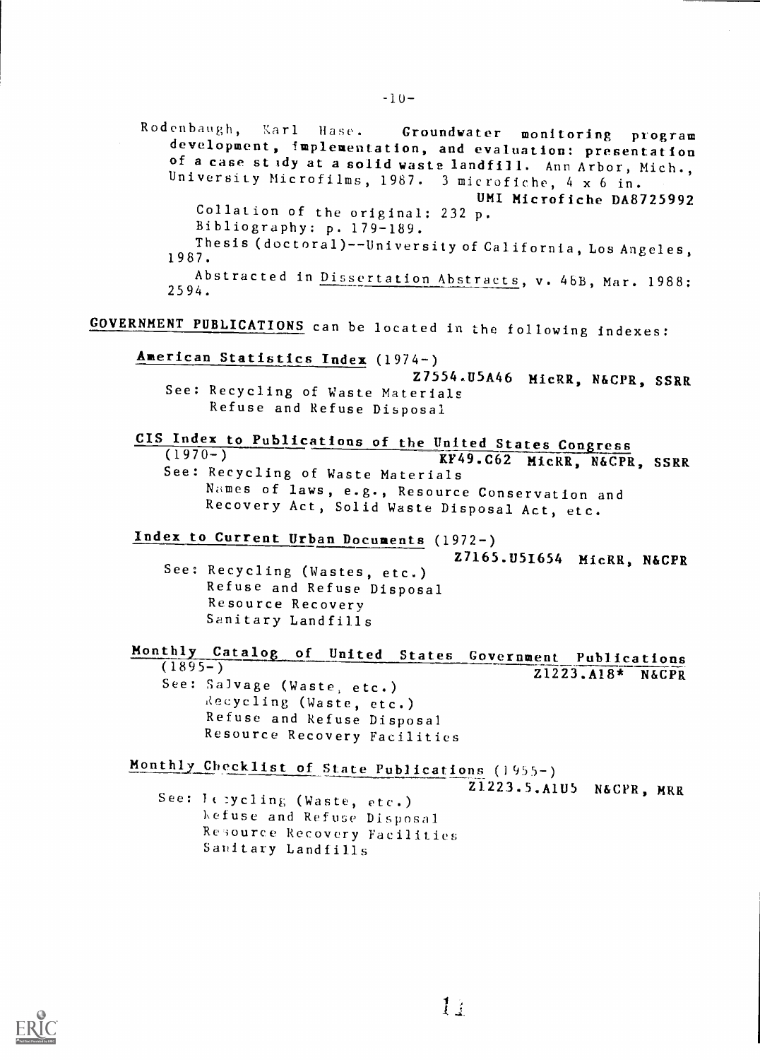Rodenbaugh, Karl Hase. **Groundwater monitoring program development, implementation, and evaluation: presentation of a case study at a solid waste landfill.** Ann Arbor, Mich., University Microfilms, 1987. 3 microfiche, 4 x 6 in.

**UMI Microfiche DA8725992**

Collation of the original: 232 p.
Bibliography: p. 179-189.
Thesis (doctoral)--University of California, Los Angeles, 1987.
Abstracted in Dissertation Abstracts, v. 46B, Mar. 1988: 2594.

GOVERNMENT PUBLICATIONS can be located in the following indexes:

**American Statistics Index** (1974-)
**Z7554.U5A46 MicRR, N&CPR, SSRR**
See: Recycling of Waste Materials
Refuse and Refuse Disposal

**CIS Index to Publications of the United States Congress** (1970-)
**KF49.C62 MicRR, N&CPR, SSRR**
See: Recycling of Waste Materials
Names of laws, e.g., Resource Conservation and Recovery Act, Solid Waste Disposal Act, etc.

**Index to Current Urban Documents** (1972-)
**Z7165.U5I654 MicRR, N&CPR**
See: Recycling (Wastes, etc.)
Refuse and Refuse Disposal
Resource Recovery
Sanitary Landfills

**Monthly Catalog of United States Government Publications** (1895-)
**Z1223.A18* N&CPR**
See: Salvage (Waste, etc.)
Recycling (Waste, etc.)
Refuse and Refuse Disposal
Resource Recovery Facilities

**Monthly Checklist of State Publications** (1955-)
**Z1223.5.A1U5 N&CPR, MRR**
See: Recycling (Waste, etc.)
Refuse and Refuse Disposal
Resource Recovery Facilities
Sanitary Landfills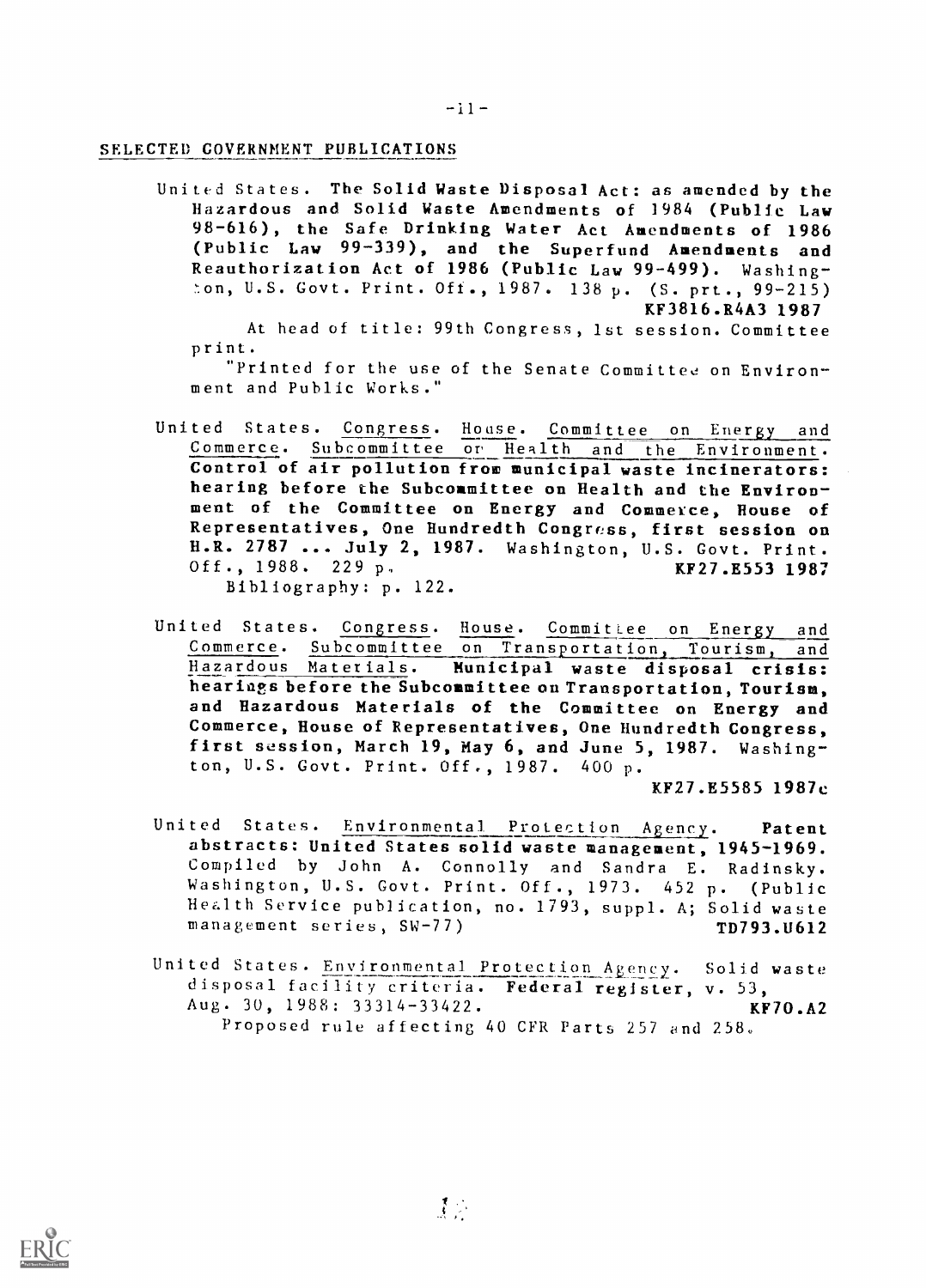## SELECTED GOVERNMENT PUBLICATIONS

United States. **The Solid Waste Disposal Act: as amended by the Hazardous and Solid Waste Amendments of 1984 (Public Law 98-616), the Safe Drinking Water Act Amendments of 1986 (Public Law 99-339), and the Superfund Amendments and Reauthorization Act of 1986 (Public Law 99-499).** Washington, U.S. Govt. Print. Off., 1987. 138 p. (S. prt., 99-215)
**KF3816.R4A3 1987**

At head of title: 99th Congress, 1st session. Committee print.

"Printed for the use of the Senate Committee on Environment and Public Works."

United States. Congress. House. Committee on Energy and Commerce. Subcommittee on Health and the Environment. **Control of air pollution from municipal waste incinerators: hearing before the Subcommittee on Health and the Environment of the Committee on Energy and Commerce, House of Representatives, One Hundredth Congress, first session on H.R. 2787 ... July 2, 1987.** Washington, U.S. Govt. Print. Off., 1988. 229 p. **KF27.E553 1987**

Bibliography: p. 122.

United States. Congress. House. Committee on Energy and Commerce. Subcommittee on Transportation, Tourism, and Hazardous Materials. **Municipal waste disposal crisis: hearings before the Subcommittee on Transportation, Tourism, and Hazardous Materials of the Committee on Energy and Commerce, House of Representatives, One Hundredth Congress, first session, March 19, May 6, and June 5, 1987.** Washington, U.S. Govt. Print. Off., 1987. 400 p.
**KF27.E5585 1987c**

United States. Environmental Protection Agency. **Patent abstracts: United States solid waste management, 1945-1969.** Compiled by John A. Connolly and Sandra E. Radinsky. Washington, U.S. Govt. Print. Off., 1973. 452 p. (Public Health Service publication, no. 1793, suppl. A; Solid waste management series, SW-77) **TD793.U612**

United States. Environmental Protection Agency. Solid waste disposal facility criteria. **Federal register**, v. 53, Aug. 30, 1988: 33314-33422. **KF70.A2**

Proposed rule affecting 40 CFR Parts 257 and 258.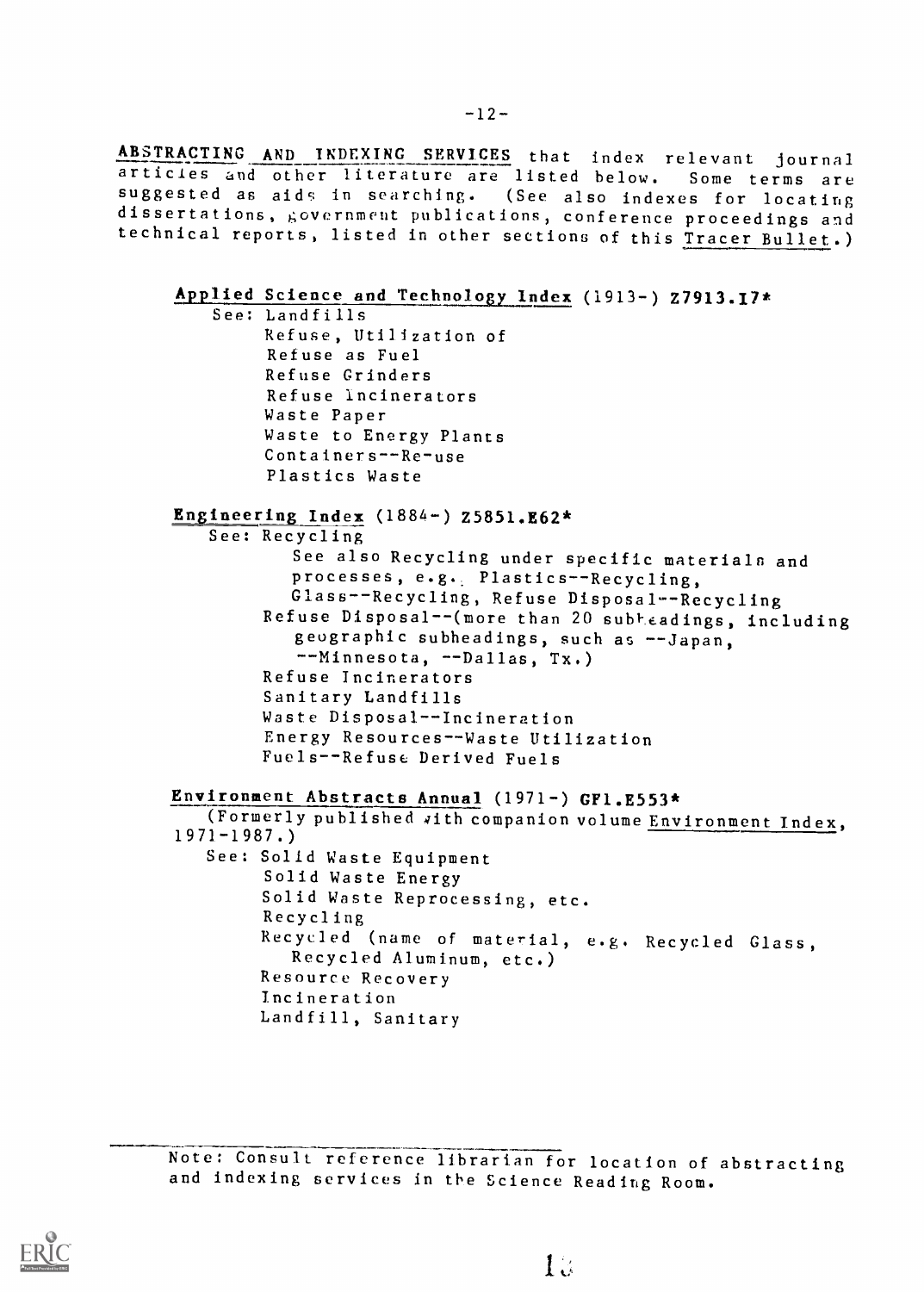**ABSTRACTING AND INDEXING SERVICES** that index relevant journal articles and other literature are listed below. Some terms are suggested as aids in searching. (See also indexes for locating dissertations, government publications, conference proceedings and technical reports, listed in other sections of this *Tracer Bullet*.)

**Applied Science and Technology Index** (1913-) **Z7913.I7***

See: Landfills
- Refuse, Utilization of
- Refuse as Fuel
- Refuse Grinders
- Refuse Incinerators
- Waste Paper
- Waste to Energy Plants
- Containers--Re-use
- Plastics Waste

**Engineering Index** (1884-) **Z5851.E62***

See: Recycling
- See also Recycling under specific materials and processes, e.g., Plastics--Recycling, Glass--Recycling, Refuse Disposal--Recycling
- Refuse Disposal--(more than 20 subheadings, including geographic subheadings, such as --Japan, --Minnesota, --Dallas, Tx.)
- Refuse Incinerators
- Sanitary Landfills
- Waste Disposal--Incineration
- Energy Resources--Waste Utilization
- Fuels--Refuse Derived Fuels

**Environment Abstracts Annual** (1971-) **GF1.E553***

(Formerly published with companion volume *Environment Index*, 1971-1987.)

See: Solid Waste Equipment
- Solid Waste Energy
- Solid Waste Reprocessing, etc.
- Recycling
- Recycled (name of material, e.g. Recycled Glass, Recycled Aluminum, etc.)
- Resource Recovery
- Incineration
- Landfill, Sanitary

---

Note: Consult reference librarian for location of abstracting and indexing services in the Science Reading Room.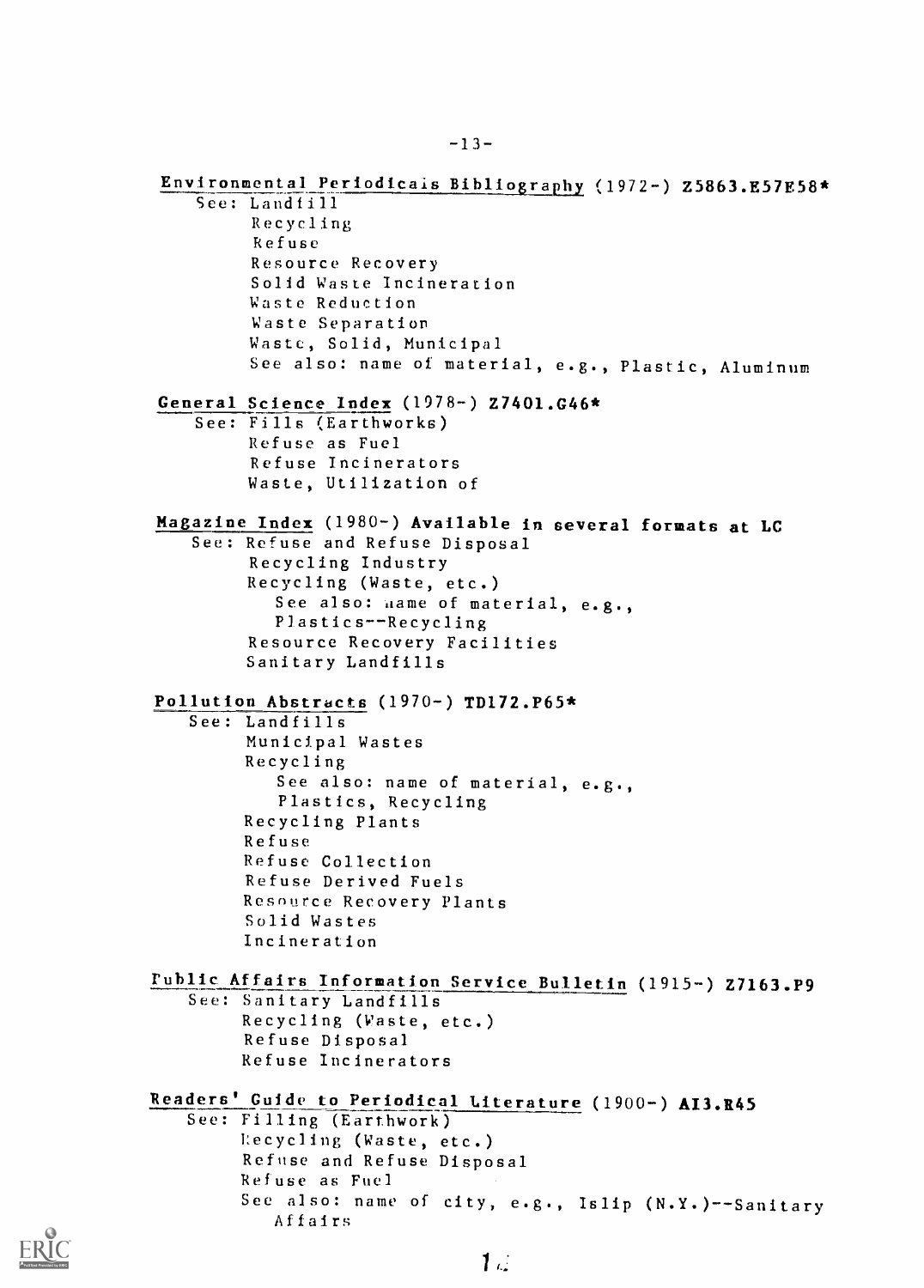__Environmental Periodicals Bibliography__ (1972-) Z5863.E57E58*

See: Landfill
- Recycling
- Refuse
- Resource Recovery
- Solid Waste Incineration
- Waste Reduction
- Waste Separation
- Waste, Solid, Municipal
- See also: name of material, e.g., Plastic, Aluminum

__General Science Index__ (1978-) Z7401.G46*

See: Fills (Earthworks)
- Refuse as Fuel
- Refuse Incinerators
- Waste, Utilization of

__Magazine Index__ (1980-) **Available in several formats at LC**

See: Refuse and Refuse Disposal
- Recycling Industry
- Recycling (Waste, etc.)
  - See also: name of material, e.g., Plastics--Recycling
- Resource Recovery Facilities
- Sanitary Landfills

__Pollution Abstracts__ (1970-) **TD172.P65***

See: Landfills
- Municipal Wastes
- Recycling
  - See also: name of material, e.g., Plastics, Recycling
- Recycling Plants
- Refuse
- Refuse Collection
- Refuse Derived Fuels
- Resource Recovery Plants
- Solid Wastes
- Incineration

__Public Affairs Information Service Bulletin__ (1915-) **Z7163.P9**

See: Sanitary Landfills
- Recycling (Waste, etc.)
- Refuse Disposal
- Refuse Incinerators

__Readers' Guide to Periodical Literature__ (1900-) **AI3.R45**

See: Filling (Earthwork)
- Recycling (Waste, etc.)
- Refuse and Refuse Disposal
- Refuse as Fuel
- See also: name of city, e.g., Islip (N.Y.)--Sanitary Affairs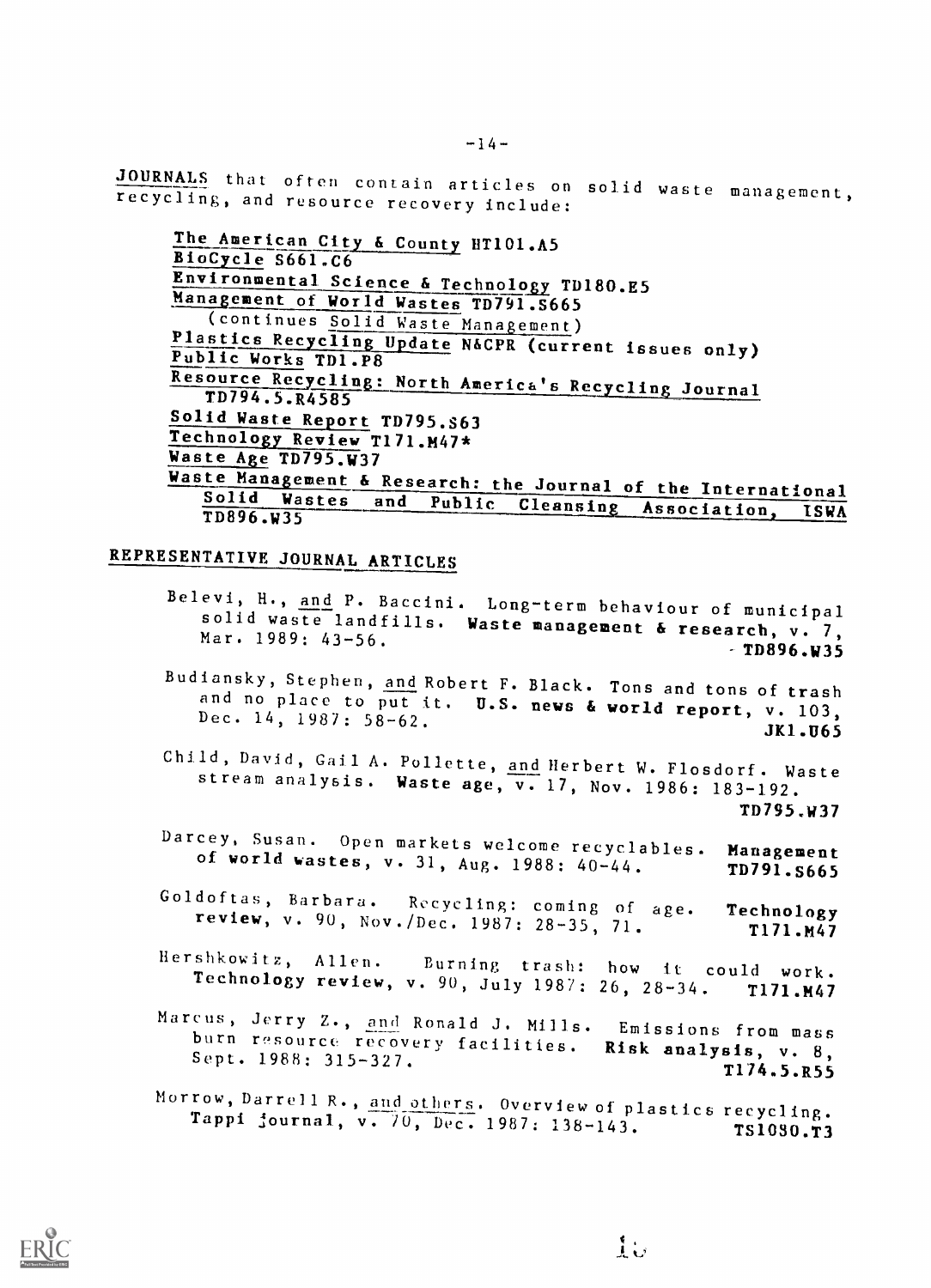**JOURNALS** that often contain articles on solid waste management, recycling, and resource recovery include:

- The American City & County HT101.A5
- BioCycle S661.C6
- Environmental Science & Technology TD180.E5
- Management of World Wastes TD791.S665
  (continues Solid Waste Management)
- Plastics Recycling Update N&CPR (current issues only)
- Public Works TD1.P8
- Resource Recycling: North America's Recycling Journal TD794.5.R4585
- Solid Waste Report TD795.S63
- Technology Review T171.M47*
- Waste Age TD795.W37
- Waste Management & Research: the Journal of the International Solid Wastes and Public Cleansing Association, ISWA TD896.W35

## REPRESENTATIVE JOURNAL ARTICLES

Belevi, H., and P. Baccini. Long-term behaviour of municipal solid waste landfills. **Waste management & research**, v. 7, Mar. 1989: 43-56. **TD896.W35**

Budiansky, Stephen, and Robert F. Black. Tons and tons of trash and no place to put it. **U.S. news & world report**, v. 103, Dec. 14, 1987: 58-62. **JK1.U65**

Child, David, Gail A. Pollette, and Herbert W. Flosdorf. Waste stream analysis. **Waste age**, v. 17, Nov. 1986: 183-192. **TD795.W37**

Darcey, Susan. Open markets welcome recyclables. **Management of world wastes**, v. 31, Aug. 1988: 40-44. **TD791.S665**

Goldoftas, Barbara. Recycling: coming of age. **Technology review**, v. 90, Nov./Dec. 1987: 28-35, 71. **T171.M47**

Hershkowitz, Allen. Burning trash: how it could work. **Technology review**, v. 90, July 1987: 26, 28-34. **T171.M47**

Marcus, Jerry Z., and Ronald J. Mills. Emissions from mass burn resource recovery facilities. **Risk analysis**, v. 8, Sept. 1988: 315-327. **T174.5.R55**

Morrow, Darrell R., and others. Overview of plastics recycling. **Tappi journal**, v. 70, Dec. 1987: 138-143. **TS1080.T3**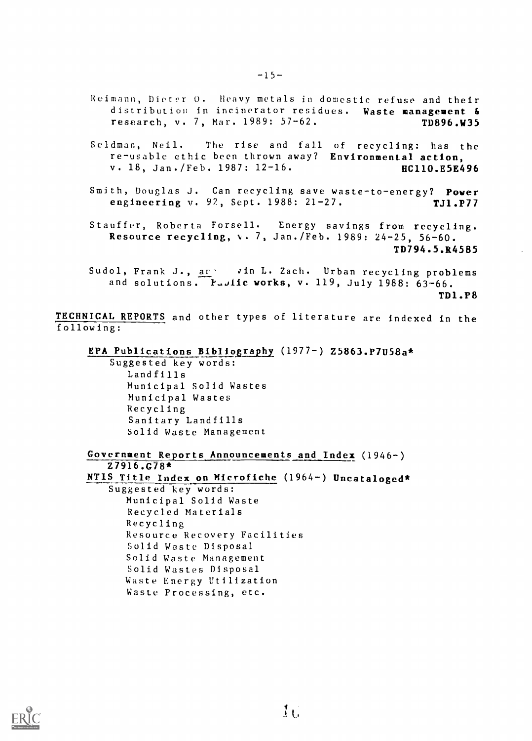Reimann, Dieter O. Heavy metals in domestic refuse and their distribution in incinerator residues. **Waste management & research**, v. 7, Mar. 1989: 57-62. **TD896.W35**

Seldman, Neil. The rise and fall of recycling: has the re-usable ethic been thrown away? **Environmental action**, v. 18, Jan./Feb. 1987: 12-16. **HC110.E5E496**

Smith, Douglas J. Can recycling save waste-to-energy? **Power engineering** v. 92, Sept. 1988: 21-27. **TJ1.P77**

Stauffer, Roberta Forsell. Energy savings from recycling. **Resource recycling**, v. 7, Jan./Feb. 1989: 24-25, 56-60. **TD794.5.R4585**

Sudol, Frank J., and Alvin L. Zach. Urban recycling problems and solutions. **Public works**, v. 119, July 1988: 63-66. **TD1.P8**

TECHNICAL REPORTS and other types of literature are indexed in the following:

**EPA Publications Bibliography** (1977-) **Z5863.P7U58a***

Suggested key words:

- Landfills
- Municipal Solid Wastes
- Municipal Wastes
- Recycling
- Sanitary Landfills
- Solid Waste Management

**Government Reports Announcements and Index** (1946-) **Z7916.G78***

**NTIS Title Index on Microfiche** (1964-) **Uncataloged***

Suggested key words:

- Municipal Solid Waste
- Recycled Materials
- Recycling
- Resource Recovery Facilities
- Solid Waste Disposal
- Solid Waste Management
- Solid Wastes Disposal
- Waste Energy Utilization
- Waste Processing, etc.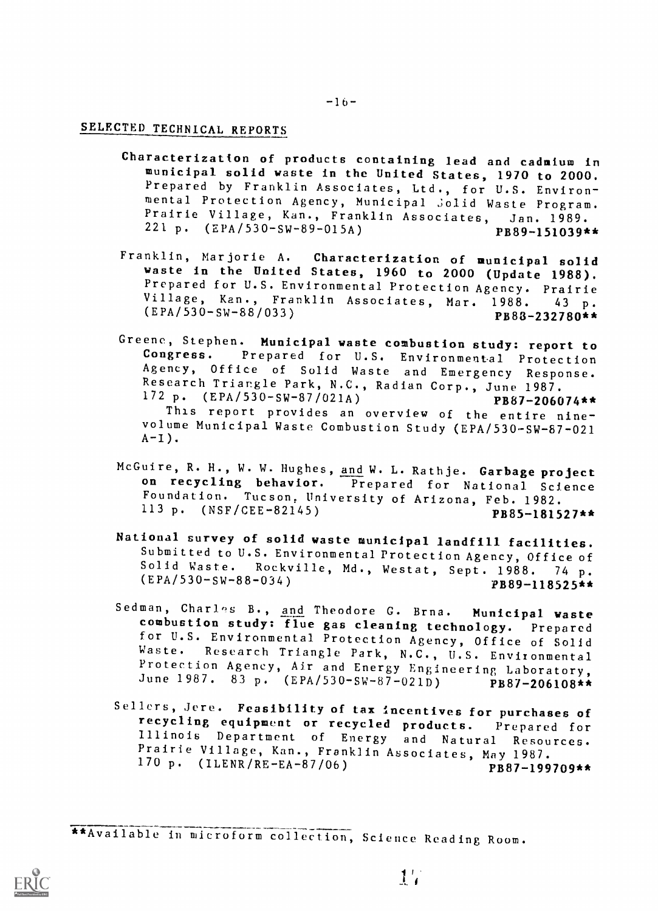## SELECTED TECHNICAL REPORTS

**Characterization of products containing lead and cadmium in municipal solid waste in the United States, 1970 to 2000.** Prepared by Franklin Associates, Ltd., for U.S. Environmental Protection Agency, Municipal Solid Waste Program. Prairie Village, Kan., Franklin Associates, Jan. 1989. 221 p. (EPA/530-SW-89-015A) PB89-151039**

Franklin, Marjorie A. **Characterization of municipal solid waste in the United States, 1960 to 2000 (Update 1988).** Prepared for U.S. Environmental Protection Agency. Prairie Village, Kan., Franklin Associates, Mar. 1988. 43 p. (EPA/530-SW-88/033) PB88-232780**

Greene, Stephen. **Municipal waste combustion study: report to Congress.** Prepared for U.S. Environmental Protection Agency, Office of Solid Waste and Emergency Response. Research Triangle Park, N.C., Radian Corp., June 1987. 172 p. (EPA/530-SW-87/021A) PB87-206074**
This report provides an overview of the entire nine-volume Municipal Waste Combustion Study (EPA/530-SW-87-021 A-I).

McGuire, R. H., W. W. Hughes, and W. L. Rathje. **Garbage project on recycling behavior.** Prepared for National Science Foundation. Tucson, University of Arizona, Feb. 1982. 113 p. (NSF/CEE-82145) PB85-181527**

**National survey of solid waste municipal landfill facilities.** Submitted to U.S. Environmental Protection Agency, Office of Solid Waste. Rockville, Md., Westat, Sept. 1988. 74 p. (EPA/530-SW-88-034) PB89-118525**

Sedman, Charles B., and Theodore G. Brna. **Municipal waste combustion study: flue gas cleaning technology.** Prepared for U.S. Environmental Protection Agency, Office of Solid Waste. Research Triangle Park, N.C., U.S. Environmental Protection Agency, Air and Energy Engineering Laboratory, June 1987. 83 p. (EPA/530-SW-87-021D) PB87-206108**

Sellers, Jere. **Feasibility of tax incentives for purchases of recycling equipment or recycled products.** Prepared for Illinois Department of Energy and Natural Resources. Prairie Village, Kan., Franklin Associates, May 1987. 170 p. (ILENR/RE-EA-87/06) PB87-199709**

**Available in microform collection, Science Reading Room.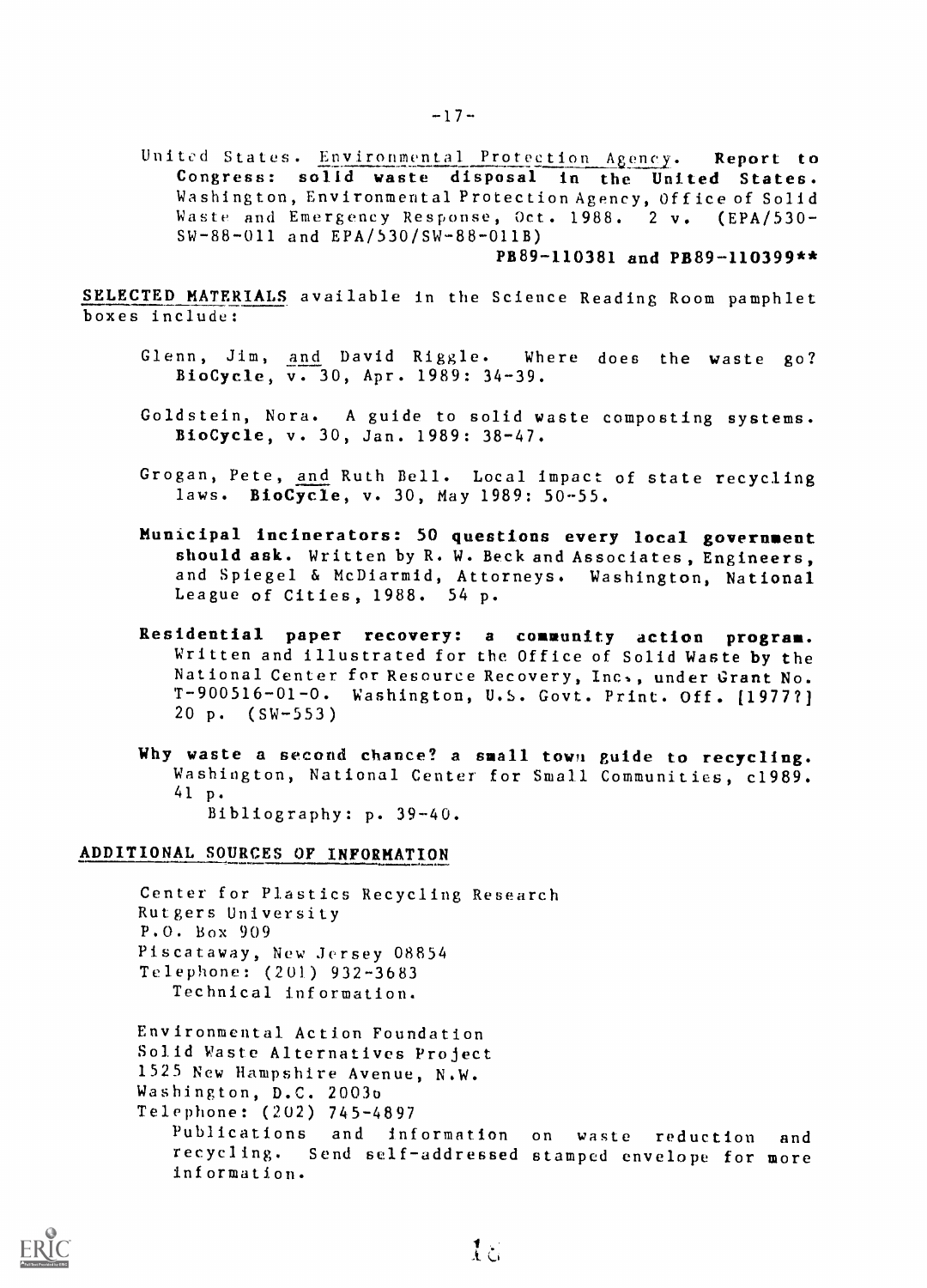United States. <u>Environmental Protection Agency</u>. **Report to Congress: solid waste disposal in the United States.** Washington, Environmental Protection Agency, Office of Solid Waste and Emergency Response, Oct. 1988. 2 v. (EPA/530-SW-88-011 and EPA/530/SW-88-011B)

**PB89-110381 and PB89-110399**\*\***

<u>SELECTED MATERIALS</u> available in the Science Reading Room pamphlet boxes include:

Glenn, Jim, <u>and</u> David Riggle. Where does the waste go? **BioCycle**, v. 30, Apr. 1989: 34-39.

Goldstein, Nora. A guide to solid waste composting systems. **BioCycle**, v. 30, Jan. 1989: 38-47.

Grogan, Pete, <u>and</u> Ruth Bell. Local impact of state recycling laws. **BioCycle**, v. 30, May 1989: 50-55.

**Municipal incinerators: 50 questions every local government should ask.** Written by R. W. Beck and Associates, Engineers, and Spiegel & McDiarmid, Attorneys. Washington, National League of Cities, 1988. 54 p.

**Residential paper recovery: a community action program.** Written and illustrated for the Office of Solid Waste by the National Center for Resource Recovery, Inc., under Grant No. T-900516-01-0. Washington, U.S. Govt. Print. Off. [1977?] 20 p. (SW-553)

**Why waste a second chance? a small town guide to recycling.** Washington, National Center for Small Communities, c1989. 41 p.
Bibliography: p. 39-40.

## <u>ADDITIONAL SOURCES OF INFORMATION</u>

Center for Plastics Recycling Research
Rutgers University
P.O. Box 909
Piscataway, New Jersey 08854
Telephone: (201) 932-3683
Technical information.

Environmental Action Foundation
Solid Waste Alternatives Project
1525 New Hampshire Avenue, N.W.
Washington, D.C. 20036
Telephone: (202) 745-4897
Publications and information on waste reduction and recycling. Send self-addressed stamped envelope for more information.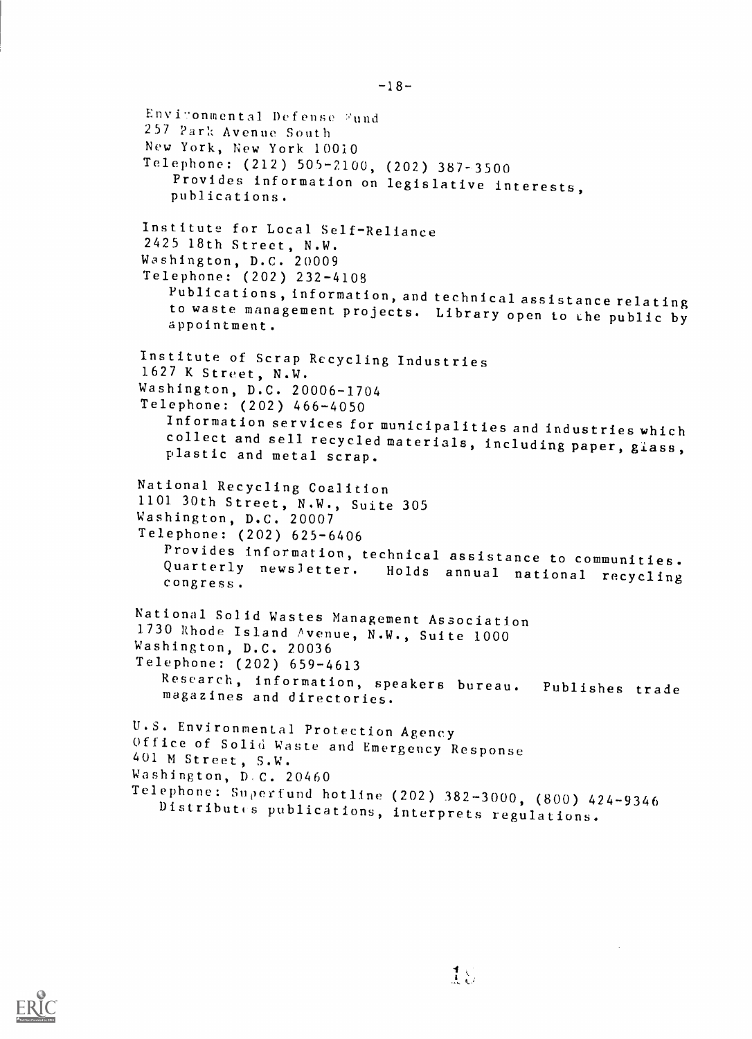Environmental Defense Fund
257 Park Avenue South
New York, New York 10010
Telephone: (212) 505-2100, (202) 387-3500
Provides information on legislative interests, publications.

Institute for Local Self-Reliance
2425 18th Street, N.W.
Washington, D.C. 20009
Telephone: (202) 232-4108
Publications, information, and technical assistance relating to waste management projects. Library open to the public by appointment.

Institute of Scrap Recycling Industries
1627 K Street, N.W.
Washington, D.C. 20006-1704
Telephone: (202) 466-4050
Information services for municipalities and industries which collect and sell recycled materials, including paper, glass, plastic and metal scrap.

National Recycling Coalition
1101 30th Street, N.W., Suite 305
Washington, D.C. 20007
Telephone: (202) 625-6406
Provides information, technical assistance to communities. Quarterly newsletter. Holds annual national recycling congress.

National Solid Wastes Management Association
1730 Rhode Island Avenue, N.W., Suite 1000
Washington, D.C. 20036
Telephone: (202) 659-4613
Research, information, speakers bureau. Publishes trade magazines and directories.

U.S. Environmental Protection Agency
Office of Solid Waste and Emergency Response
401 M Street, S.W.
Washington, D.C. 20460
Telephone: Superfund hotline (202) 382-3000, (800) 424-9346
Distributes publications, interprets regulations.